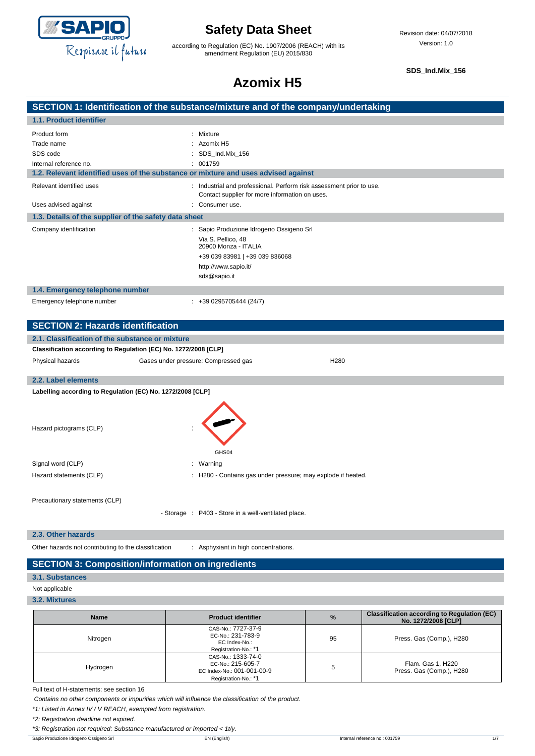# Safety Data Sheet

according to Regulation (EC) No. 1907/2006 (REACH) with its amendment Regulation (EU) 2015/830

Revision date: 04/07/2018
Version: 1.0

**SDS_Ind.Mix_156**

# Azomix H5

## SECTION 1: Identification of the substance/mixture and of the company/undertaking

### 1.1. Product identifier

| | |
|---|---|
| Product form | : Mixture |
| Trade name | : Azomix H5 |
| SDS code | : SDS_Ind.Mix_156 |
| Internal reference no. | : 001759 |

### 1.2. Relevant identified uses of the substance or mixture and uses advised against

| | |
|---|---|
| Relevant identified uses | : Industrial and professional. Perform risk assessment prior to use. Contact supplier for more information on uses. |
| Uses advised against | : Consumer use. |

### 1.3. Details of the supplier of the safety data sheet

Company identification : Sapio Produzione Idrogeno Ossigeno Srl
Via S. Pellico, 48
20900 Monza - ITALIA
+39 039 83981 | +39 039 836068
http://www.sapio.it/
sds@sapio.it

### 1.4. Emergency telephone number

Emergency telephone number : +39 0295705444 (24/7)

## SECTION 2: Hazards identification

### 2.1. Classification of the substance or mixture

**Classification according to Regulation (EC) No. 1272/2008 [CLP]**

| | | |
|---|---|---|
| Physical hazards | Gases under pressure: Compressed gas | H280 |

### 2.2. Label elements

**Labelling according to Regulation (EC) No. 1272/2008 [CLP]**

Hazard pictograms (CLP) :

GHS04

| | |
|---|---|
| Signal word (CLP) | : Warning |
| Hazard statements (CLP) | : H280 - Contains gas under pressure; may explode if heated. |

Precautionary statements (CLP)

- Storage : P403 - Store in a well-ventilated place.

### 2.3. Other hazards

Other hazards not contributing to the classification : Asphyxiant in high concentrations.

## SECTION 3: Composition/information on ingredients

### 3.1. Substances

Not applicable

### 3.2. Mixtures

| Name | Product identifier | % | Classification according to Regulation (EC) No. 1272/2008 [CLP] |
|---|---|---|---|
| Nitrogen | CAS-No.: 7727-37-9<br>EC-No.: 231-783-9<br>EC Index-No.:<br>Registration-No.: *1 | 95 | Press. Gas (Comp.), H280 |
| Hydrogen | CAS-No.: 1333-74-0<br>EC-No.: 215-605-7<br>EC Index-No.: 001-001-00-9<br>Registration-No.: *1 | 5 | Flam. Gas 1, H220<br>Press. Gas (Comp.), H280 |

Full text of H-statements: see section 16

*Contains no other components or impurities which will influence the classification of the product.*

**1: Listed in Annex IV / V REACH, exempted from registration.*

**2: Registration deadline not expired.*

**3: Registration not required: Substance manufactured or imported < 1t/y.*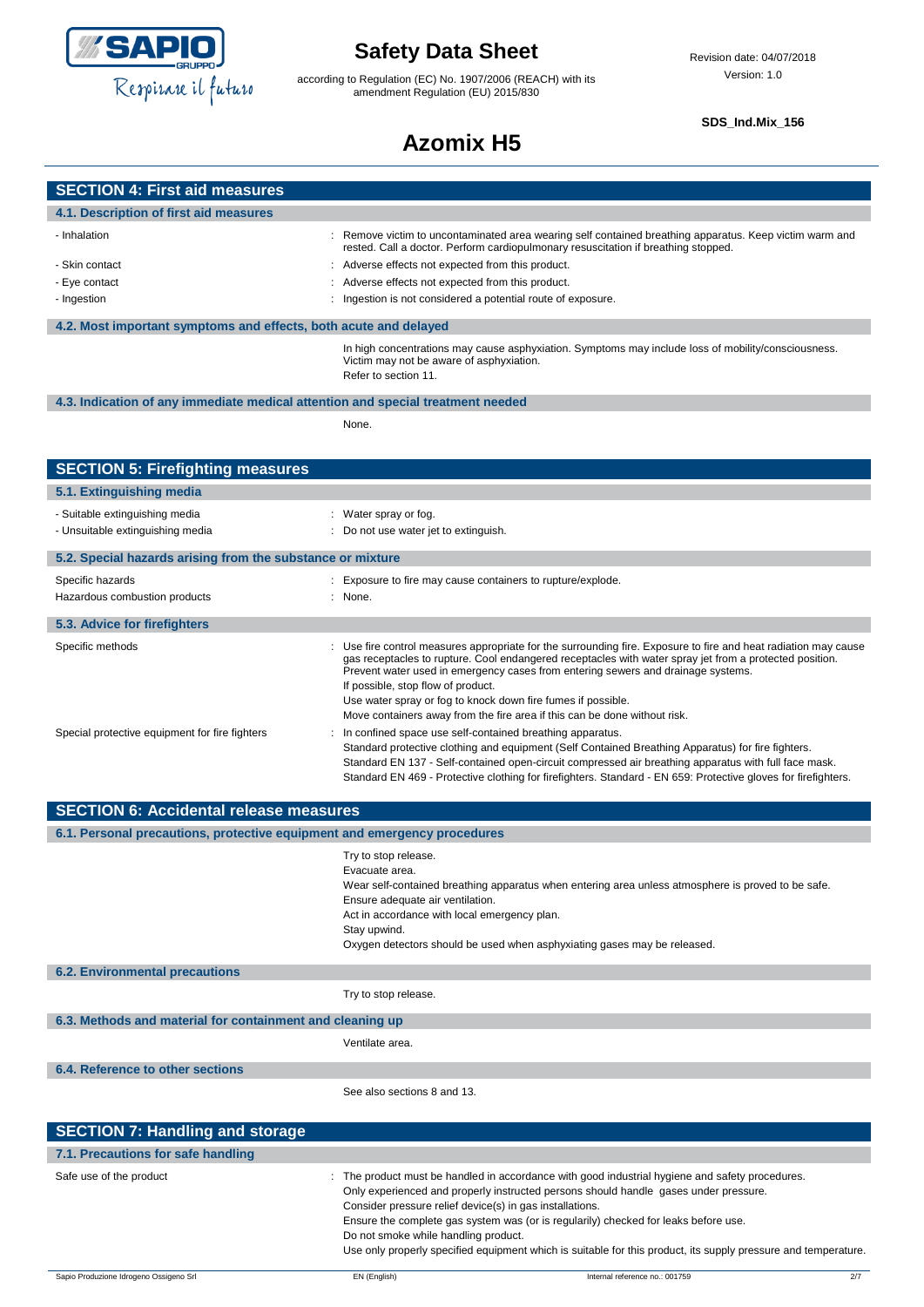## SECTION 4: First aid measures

### 4.1. Description of first aid measures

| | |
|---|---|
| - Inhalation | : Remove victim to uncontaminated area wearing self contained breathing apparatus. Keep victim warm and rested. Call a doctor. Perform cardiopulmonary resuscitation if breathing stopped. |
| - Skin contact | : Adverse effects not expected from this product. |
| - Eye contact | : Adverse effects not expected from this product. |
| - Ingestion | : Ingestion is not considered a potential route of exposure. |

### 4.2. Most important symptoms and effects, both acute and delayed

In high concentrations may cause asphyxiation. Symptoms may include loss of mobility/consciousness. Victim may not be aware of asphyxiation.
Refer to section 11.

### 4.3. Indication of any immediate medical attention and special treatment needed

None.

## SECTION 5: Firefighting measures

### 5.1. Extinguishing media

| | |
|---|---|
| - Suitable extinguishing media | : Water spray or fog. |
| - Unsuitable extinguishing media | : Do not use water jet to extinguish. |

### 5.2. Special hazards arising from the substance or mixture

| | |
|---|---|
| Specific hazards | : Exposure to fire may cause containers to rupture/explode. |
| Hazardous combustion products | : None. |

### 5.3. Advice for firefighters

| | |
|---|---|
| Specific methods | : Use fire control measures appropriate for the surrounding fire. Exposure to fire and heat radiation may cause gas receptacles to rupture. Cool endangered receptacles with water spray jet from a protected position. Prevent water used in emergency cases from entering sewers and drainage systems.<br>If possible, stop flow of product.<br>Use water spray or fog to knock down fire fumes if possible.<br>Move containers away from the fire area if this can be done without risk. |
| Special protective equipment for fire fighters | : In confined space use self-contained breathing apparatus.<br>Standard protective clothing and equipment (Self Contained Breathing Apparatus) for fire fighters.<br>Standard EN 137 - Self-contained open-circuit compressed air breathing apparatus with full face mask.<br>Standard EN 469 - Protective clothing for firefighters. Standard - EN 659: Protective gloves for firefighters. |

## SECTION 6: Accidental release measures

### 6.1. Personal precautions, protective equipment and emergency procedures

Try to stop release.
Evacuate area.
Wear self-contained breathing apparatus when entering area unless atmosphere is proved to be safe.
Ensure adequate air ventilation.
Act in accordance with local emergency plan.
Stay upwind.
Oxygen detectors should be used when asphyxiating gases may be released.

### 6.2. Environmental precautions

Try to stop release.

### 6.3. Methods and material for containment and cleaning up

Ventilate area.

### 6.4. Reference to other sections

See also sections 8 and 13.

## SECTION 7: Handling and storage

### 7.1. Precautions for safe handling

| | |
|---|---|
| Safe use of the product | : The product must be handled in accordance with good industrial hygiene and safety procedures.<br>Only experienced and properly instructed persons should handle gases under pressure.<br>Consider pressure relief device(s) in gas installations.<br>Ensure the complete gas system was (or is regularily) checked for leaks before use.<br>Do not smoke while handling product.<br>Use only properly specified equipment which is suitable for this product, its supply pressure and temperature. |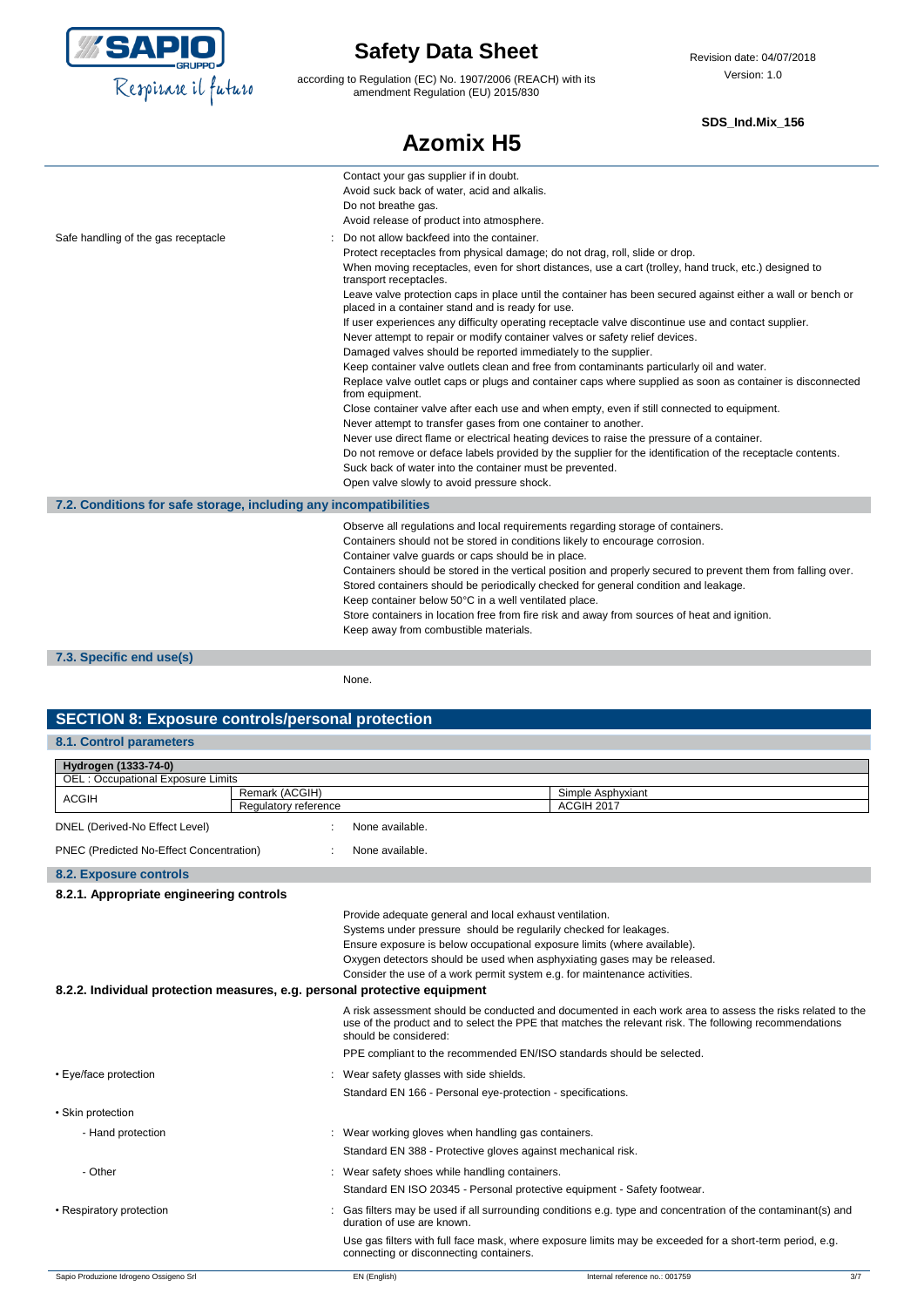Contact your gas supplier if in doubt.
Avoid suck back of water, acid and alkalis.
Do not breathe gas.
Avoid release of product into atmosphere.

Safe handling of the gas receptacle : Do not allow backfeed into the container.
Protect receptacles from physical damage; do not drag, roll, slide or drop.
When moving receptacles, even for short distances, use a cart (trolley, hand truck, etc.) designed to transport receptacles.
Leave valve protection caps in place until the container has been secured against either a wall or bench or placed in a container stand and is ready for use.
If user experiences any difficulty operating receptacle valve discontinue use and contact supplier.
Never attempt to repair or modify container valves or safety relief devices.
Damaged valves should be reported immediately to the supplier.
Keep container valve outlets clean and free from contaminants particularly oil and water.
Replace valve outlet caps or plugs and container caps where supplied as soon as container is disconnected from equipment.
Close container valve after each use and when empty, even if still connected to equipment.
Never attempt to transfer gases from one container to another.
Never use direct flame or electrical heating devices to raise the pressure of a container.
Do not remove or deface labels provided by the supplier for the identification of the receptacle contents.
Suck back of water into the container must be prevented.
Open valve slowly to avoid pressure shock.

### 7.2. Conditions for safe storage, including any incompatibilities

Observe all regulations and local requirements regarding storage of containers.
Containers should not be stored in conditions likely to encourage corrosion.
Container valve guards or caps should be in place.
Containers should be stored in the vertical position and properly secured to prevent them from falling over.
Stored containers should be periodically checked for general condition and leakage.
Keep container below 50°C in a well ventilated place.
Store containers in location free from fire risk and away from sources of heat and ignition.
Keep away from combustible materials.

### 7.3. Specific end use(s)

None.

## SECTION 8: Exposure controls/personal protection

### 8.1. Control parameters

| Hydrogen (1333-74-0) | | |
|---|---|---|
| OEL : Occupational Exposure Limits | | |
| ACGIH | Remark (ACGIH) | Simple Asphyxiant |
| | Regulatory reference | ACGIH 2017 |

DNEL (Derived-No Effect Level) : None available.

PNEC (Predicted No-Effect Concentration) : None available.

### 8.2. Exposure controls

#### 8.2.1. Appropriate engineering controls

Provide adequate general and local exhaust ventilation.
Systems under pressure should be regularly checked for leakages.
Ensure exposure is below occupational exposure limits (where available).
Oxygen detectors should be used when asphyxiating gases may be released.
Consider the use of a work permit system e.g. for maintenance activities.

#### 8.2.2. Individual protection measures, e.g. personal protective equipment

A risk assessment should be conducted and documented in each work area to assess the risks related to the use of the product and to select the PPE that matches the relevant risk. The following recommendations should be considered:

PPE compliant to the recommended EN/ISO standards should be selected.

- Eye/face protection : Wear safety glasses with side shields.
  Standard EN 166 - Personal eye-protection - specifications.
- Skin protection
  - Hand protection : Wear working gloves when handling gas containers.
    Standard EN 388 - Protective gloves against mechanical risk.
  - Other : Wear safety shoes while handling containers.
    Standard EN ISO 20345 - Personal protective equipment - Safety footwear.
- Respiratory protection : Gas filters may be used if all surrounding conditions e.g. type and concentration of the contaminant(s) and duration of use are known.
  Use gas filters with full face mask, where exposure limits may be exceeded for a short-term period, e.g. connecting or disconnecting containers.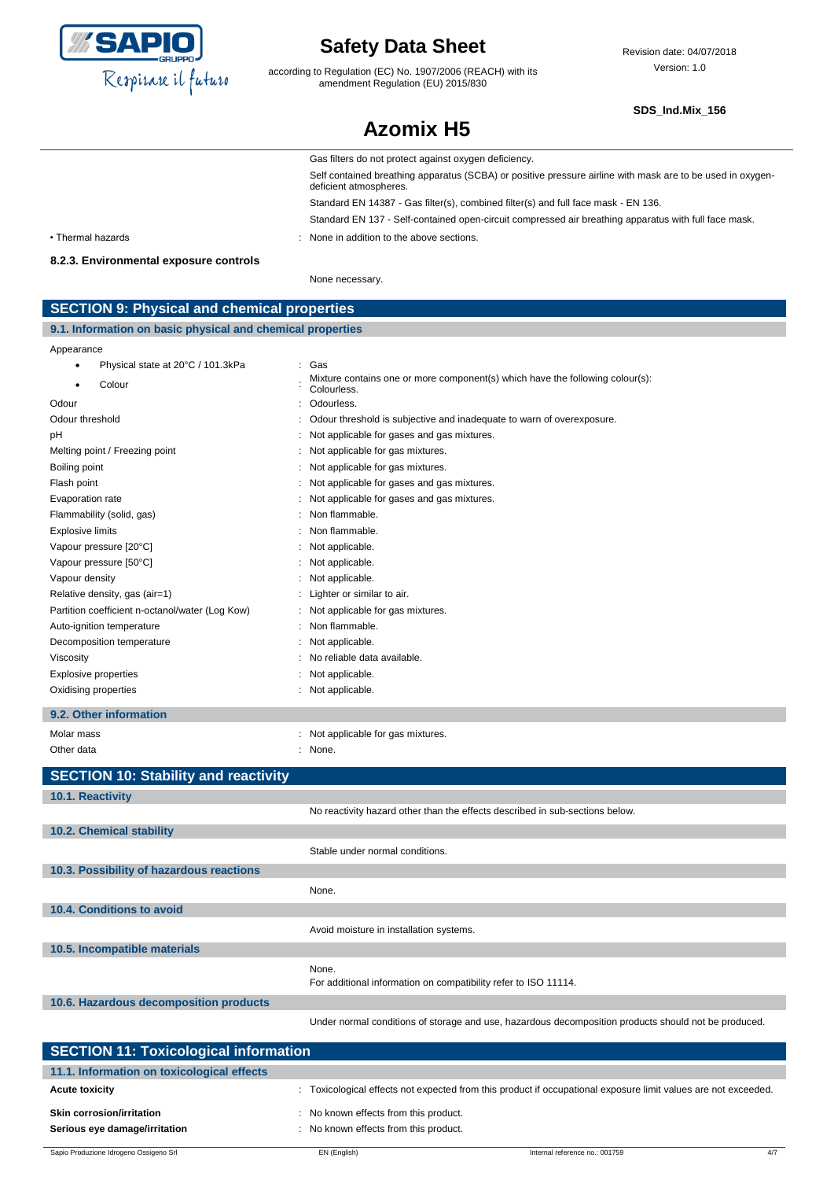Gas filters do not protect against oxygen deficiency.

Self contained breathing apparatus (SCBA) or positive pressure airline with mask are to be used in oxygen-deficient atmospheres.

Standard EN 14387 - Gas filter(s), combined filter(s) and full face mask - EN 136.

Standard EN 137 - Self-contained open-circuit compressed air breathing apparatus with full face mask.

• Thermal hazards : None in addition to the above sections.

**8.2.3. Environmental exposure controls**

None necessary.

## SECTION 9: Physical and chemical properties

### 9.1. Information on basic physical and chemical properties

| | |
|---|---|
| Appearance | |
| • Physical state at 20°C / 101.3kPa | : Gas |
| • Colour | : Mixture contains one or more component(s) which have the following colour(s): Colourless. |
| Odour | : Odourless. |
| Odour threshold | : Odour threshold is subjective and inadequate to warn of overexposure. |
| pH | : Not applicable for gases and gas mixtures. |
| Melting point / Freezing point | : Not applicable for gas mixtures. |
| Boiling point | : Not applicable for gas mixtures. |
| Flash point | : Not applicable for gases and gas mixtures. |
| Evaporation rate | : Not applicable for gases and gas mixtures. |
| Flammability (solid, gas) | : Non flammable. |
| Explosive limits | : Non flammable. |
| Vapour pressure [20°C] | : Not applicable. |
| Vapour pressure [50°C] | : Not applicable. |
| Vapour density | : Not applicable. |
| Relative density, gas (air=1) | : Lighter or similar to air. |
| Partition coefficient n-octanol/water (Log Kow) | : Not applicable for gas mixtures. |
| Auto-ignition temperature | : Non flammable. |
| Decomposition temperature | : Not applicable. |
| Viscosity | : No reliable data available. |
| Explosive properties | : Not applicable. |
| Oxidising properties | : Not applicable. |

### 9.2. Other information

| | |
|---|---|
| Molar mass | : Not applicable for gas mixtures. |
| Other data | : None. |

## SECTION 10: Stability and reactivity

### 10.1. Reactivity

No reactivity hazard other than the effects described in sub-sections below.

### 10.2. Chemical stability

Stable under normal conditions.

### 10.3. Possibility of hazardous reactions

None.

### 10.4. Conditions to avoid

Avoid moisture in installation systems.

### 10.5. Incompatible materials

None.
For additional information on compatibility refer to ISO 11114.

### 10.6. Hazardous decomposition products

Under normal conditions of storage and use, hazardous decomposition products should not be produced.

## SECTION 11: Toxicological information

### 11.1. Information on toxicological effects

| | |
|---|---|
| **Acute toxicity** | : Toxicological effects not expected from this product if occupational exposure limit values are not exceeded. |
| **Skin corrosion/irritation** | : No known effects from this product. |
| **Serious eye damage/irritation** | : No known effects from this product. |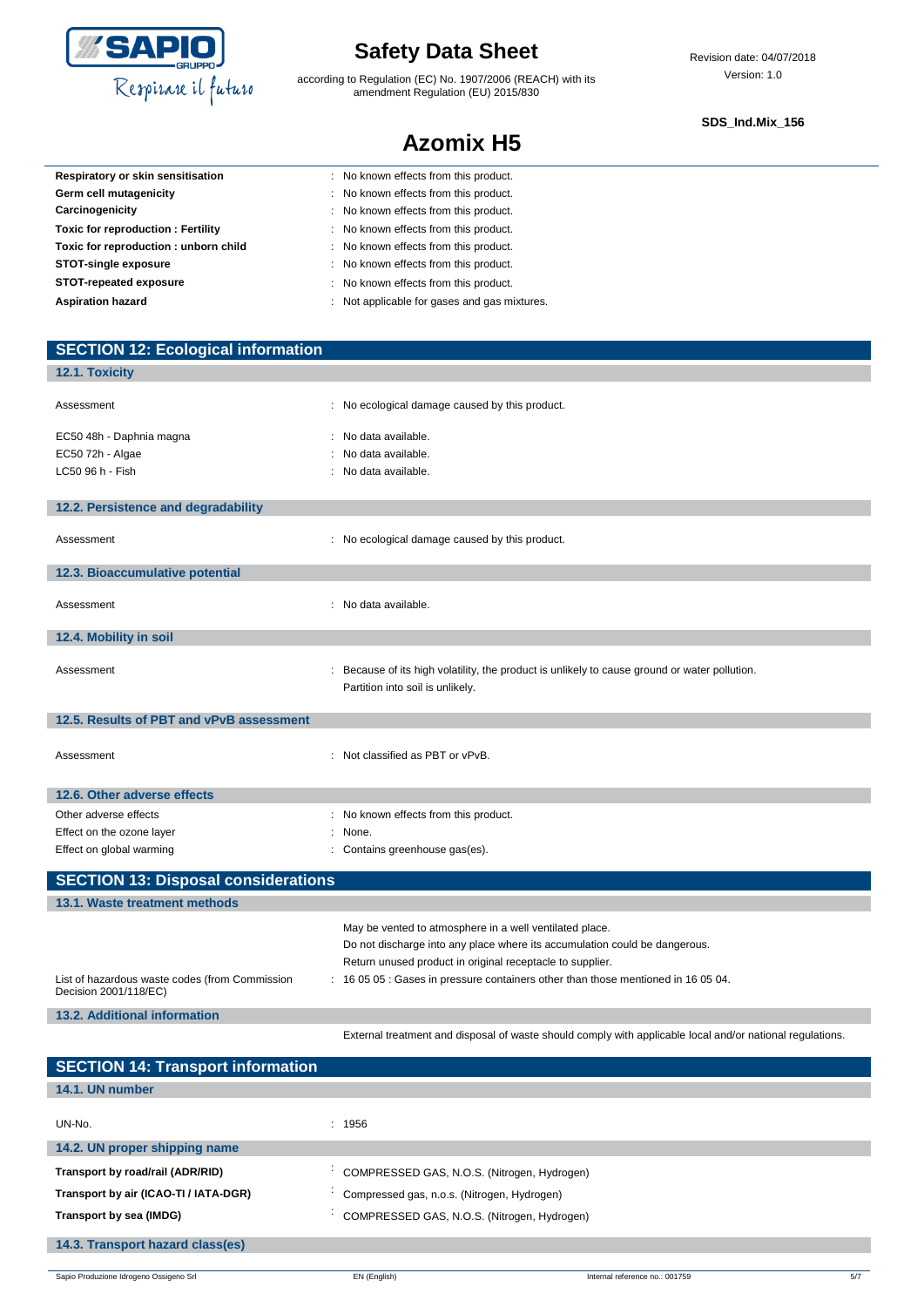| | |
|---|---|
| **Respiratory or skin sensitisation** | : No known effects from this product. |
| **Germ cell mutagenicity** | : No known effects from this product. |
| **Carcinogenicity** | : No known effects from this product. |
| **Toxic for reproduction : Fertility** | : No known effects from this product. |
| **Toxic for reproduction : unborn child** | : No known effects from this product. |
| **STOT-single exposure** | : No known effects from this product. |
| **STOT-repeated exposure** | : No known effects from this product. |
| **Aspiration hazard** | : Not applicable for gases and gas mixtures. |

## SECTION 12: Ecological information

### 12.1. Toxicity

| | |
|---|---|
| Assessment | : No ecological damage caused by this product. |
| EC50 48h - Daphnia magna | : No data available. |
| EC50 72h - Algae | : No data available. |
| LC50 96 h - Fish | : No data available. |

### 12.2. Persistence and degradability

| | |
|---|---|
| Assessment | : No ecological damage caused by this product. |

### 12.3. Bioaccumulative potential

| | |
|---|---|
| Assessment | : No data available. |

### 12.4. Mobility in soil

| | |
|---|---|
| Assessment | : Because of its high volatility, the product is unlikely to cause ground or water pollution. Partition into soil is unlikely. |

### 12.5. Results of PBT and vPvB assessment

| | |
|---|---|
| Assessment | : Not classified as PBT or vPvB. |

### 12.6. Other adverse effects

| | |
|---|---|
| Other adverse effects | : No known effects from this product. |
| Effect on the ozone layer | : None. |
| Effect on global warming | : Contains greenhouse gas(es). |

## SECTION 13: Disposal considerations

### 13.1. Waste treatment methods

May be vented to atmosphere in a well ventilated place.
Do not discharge into any place where its accumulation could be dangerous.
Return unused product in original receptacle to supplier.

| | |
|---|---|
| List of hazardous waste codes (from Commission Decision 2001/118/EC) | : 16 05 05 : Gases in pressure containers other than those mentioned in 16 05 04. |

### 13.2. Additional information

External treatment and disposal of waste should comply with applicable local and/or national regulations.

## SECTION 14: Transport information

### 14.1. UN number

| | |
|---|---|
| UN-No. | : 1956 |

### 14.2. UN proper shipping name

| | |
|---|---|
| **Transport by road/rail (ADR/RID)** | : COMPRESSED GAS, N.O.S. (Nitrogen, Hydrogen) |
| **Transport by air (ICAO-TI / IATA-DGR)** | : Compressed gas, n.o.s. (Nitrogen, Hydrogen) |
| **Transport by sea (IMDG)** | : COMPRESSED GAS, N.O.S. (Nitrogen, Hydrogen) |

### 14.3. Transport hazard class(es)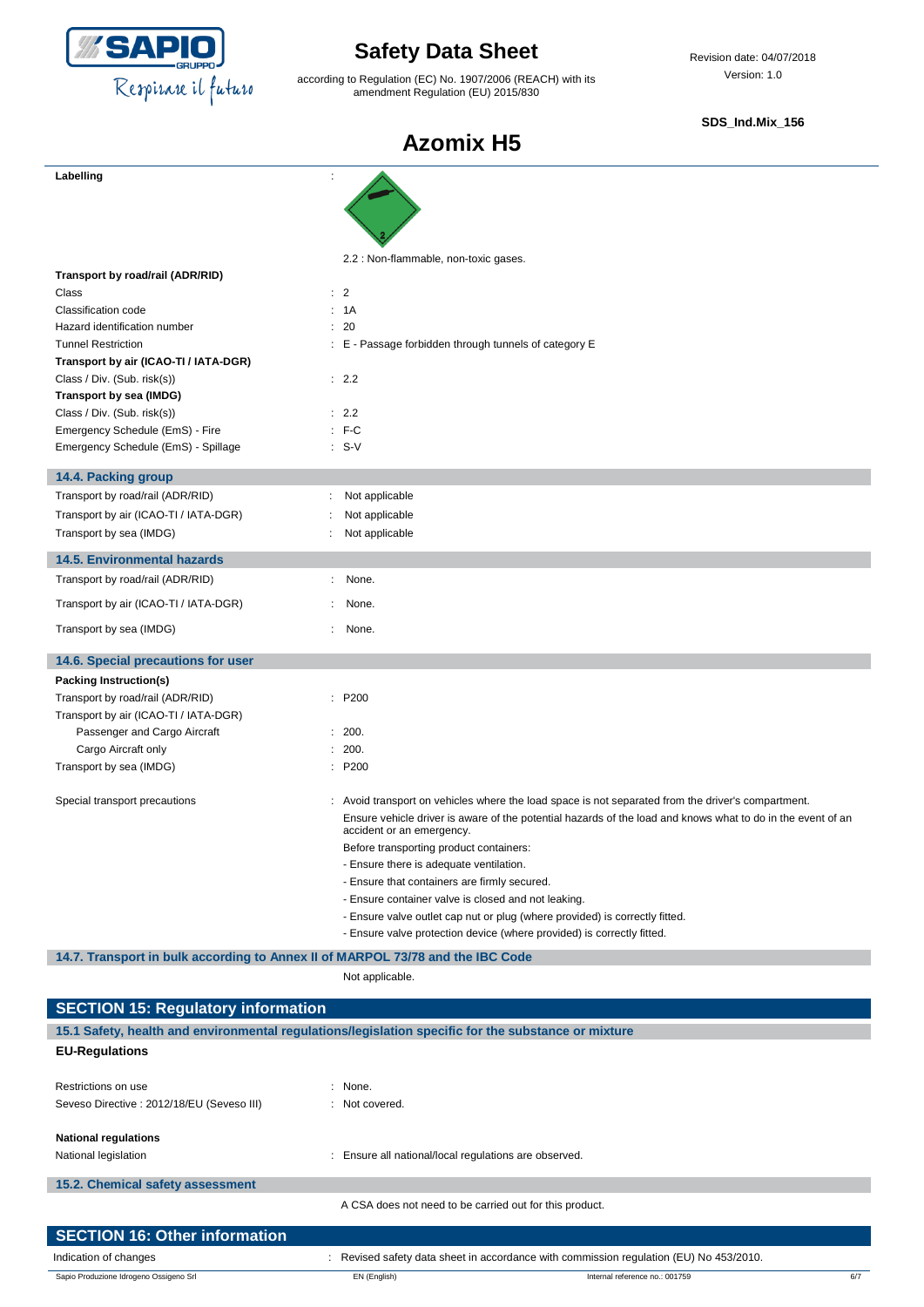| | |
|---|---|
| **Labelling** | : 2.2 : Non-flammable, non-toxic gases. |
| **Transport by road/rail (ADR/RID)** | |
| Class | : 2 |
| Classification code | : 1A |
| Hazard identification number | : 20 |
| Tunnel Restriction | : E - Passage forbidden through tunnels of category E |
| **Transport by air (ICAO-TI / IATA-DGR)** | |
| Class / Div. (Sub. risk(s)) | : 2.2 |
| **Transport by sea (IMDG)** | |
| Class / Div. (Sub. risk(s)) | : 2.2 |
| Emergency Schedule (EmS) - Fire | : F-C |
| Emergency Schedule (EmS) - Spillage | : S-V |

### 14.4. Packing group

| | |
|---|---|
| Transport by road/rail (ADR/RID) | : Not applicable |
| Transport by air (ICAO-TI / IATA-DGR) | : Not applicable |
| Transport by sea (IMDG) | : Not applicable |

### 14.5. Environmental hazards

| | |
|---|---|
| Transport by road/rail (ADR/RID) | : None. |
| Transport by air (ICAO-TI / IATA-DGR) | : None. |
| Transport by sea (IMDG) | : None. |

### 14.6. Special precautions for user

| | |
|---|---|
| **Packing Instruction(s)** | |
| Transport by road/rail (ADR/RID) | : P200 |
| Transport by air (ICAO-TI / IATA-DGR) | |
| Passenger and Cargo Aircraft | : 200. |
| Cargo Aircraft only | : 200. |
| Transport by sea (IMDG) | : P200 |

Special transport precautions : Avoid transport on vehicles where the load space is not separated from the driver's compartment.

Ensure vehicle driver is aware of the potential hazards of the load and knows what to do in the event of an accident or an emergency.

Before transporting product containers:

- Ensure there is adequate ventilation.
- Ensure that containers are firmly secured.
- Ensure container valve is closed and not leaking.
- Ensure valve outlet cap nut or plug (where provided) is correctly fitted.
- Ensure valve protection device (where provided) is correctly fitted.

### 14.7. Transport in bulk according to Annex II of MARPOL 73/78 and the IBC Code

Not applicable.

## SECTION 15: Regulatory information

### 15.1 Safety, health and environmental regulations/legislation specific for the substance or mixture

**EU-Regulations**

| | |
|---|---|
| Restrictions on use | : None. |
| Seveso Directive : 2012/18/EU (Seveso III) | : Not covered. |

**National regulations**

| | |
|---|---|
| National legislation | : Ensure all national/local regulations are observed. |

### 15.2. Chemical safety assessment

A CSA does not need to be carried out for this product.

## SECTION 16: Other information

| | |
|---|---|
| Indication of changes | : Revised safety data sheet in accordance with commission regulation (EU) No 453/2010. |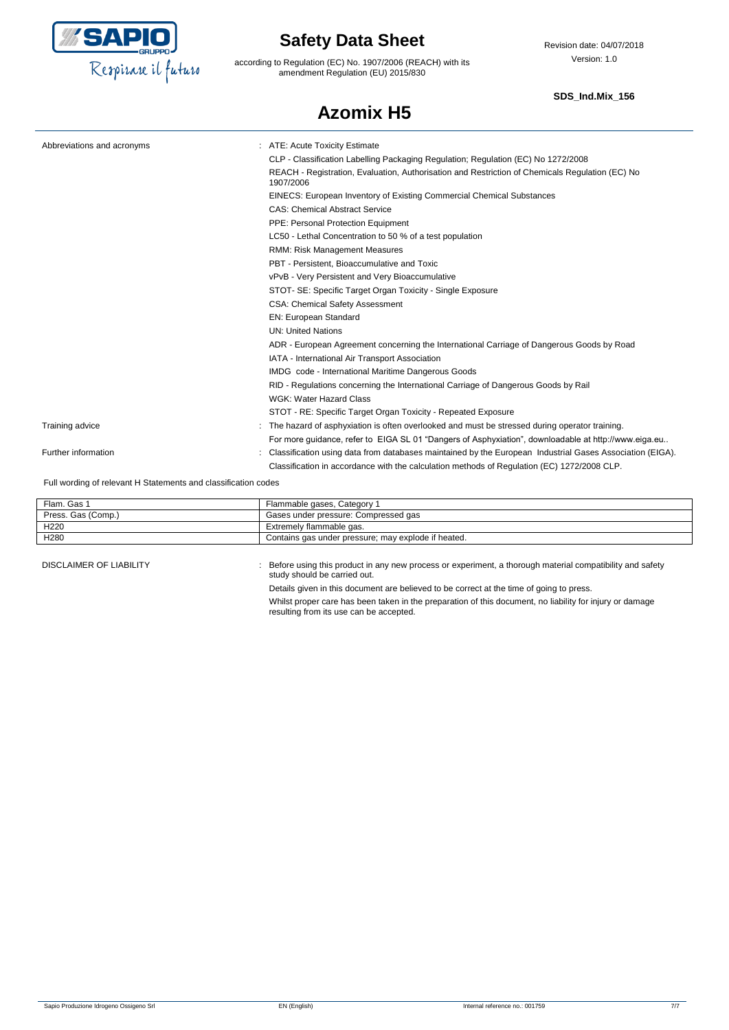Abbreviations and acronyms : ATE: Acute Toxicity Estimate

CLP - Classification Labelling Packaging Regulation; Regulation (EC) No 1272/2008

REACH - Registration, Evaluation, Authorisation and Restriction of Chemicals Regulation (EC) No 1907/2006

EINECS: European Inventory of Existing Commercial Chemical Substances

CAS: Chemical Abstract Service

PPE: Personal Protection Equipment

LC50 - Lethal Concentration to 50 % of a test population

RMM: Risk Management Measures

PBT - Persistent, Bioaccumulative and Toxic

vPvB - Very Persistent and Very Bioaccumulative

STOT- SE: Specific Target Organ Toxicity - Single Exposure

CSA: Chemical Safety Assessment

EN: European Standard

UN: United Nations

ADR - European Agreement concerning the International Carriage of Dangerous Goods by Road

IATA - International Air Transport Association

IMDG code - International Maritime Dangerous Goods

RID - Regulations concerning the International Carriage of Dangerous Goods by Rail

WGK: Water Hazard Class

STOT - RE: Specific Target Organ Toxicity - Repeated Exposure

Training advice : The hazard of asphyxiation is often overlooked and must be stressed during operator training.

For more guidance, refer to EIGA SL 01 "Dangers of Asphyxiation", downloadable at http://www.eiga.eu..

Further information : Classification using data from databases maintained by the European Industrial Gases Association (EIGA).

Classification in accordance with the calculation methods of Regulation (EC) 1272/2008 CLP.

Full wording of relevant H Statements and classification codes

| | |
|---|---|
| Flam. Gas 1 | Flammable gases, Category 1 |
| Press. Gas (Comp.) | Gases under pressure: Compressed gas |
| H220 | Extremely flammable gas. |
| H280 | Contains gas under pressure; may explode if heated. |

DISCLAIMER OF LIABILITY : Before using this product in any new process or experiment, a thorough material compatibility and safety study should be carried out.

Details given in this document are believed to be correct at the time of going to press.

Whilst proper care has been taken in the preparation of this document, no liability for injury or damage resulting from its use can be accepted.